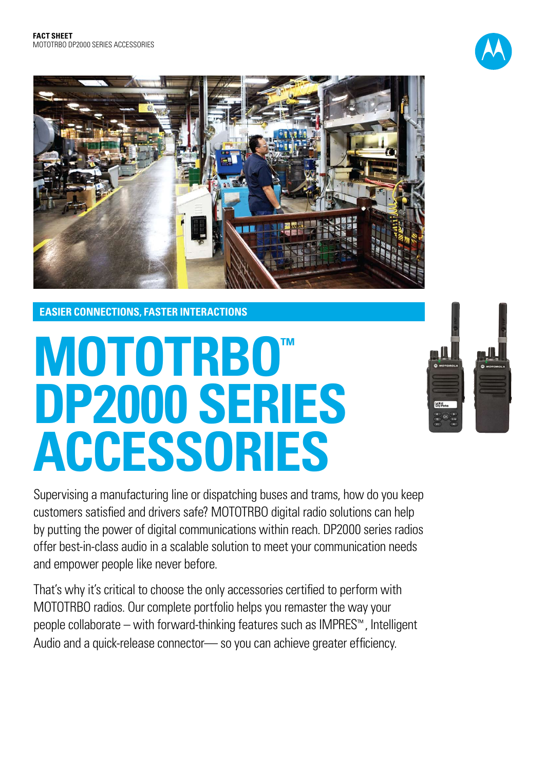FACT SHEET
MOTOTRBO DP2000 SERIES ACCESSORIES

## EASIER CONNECTIONS, FASTER INTERACTIONS

# MOTOTRBO™ DP2000 SERIES ACCESSORIES

Supervising a manufacturing line or dispatching buses and trams, how do you keep customers satisfied and drivers safe? MOTOTRBO digital radio solutions can help by putting the power of digital communications within reach. DP2000 series radios offer best-in-class audio in a scalable solution to meet your communication needs and empower people like never before.

That's why it's critical to choose the only accessories certified to perform with MOTOTRBO radios. Our complete portfolio helps you remaster the way your people collaborate – with forward-thinking features such as IMPRES™, Intelligent Audio and a quick-release connector— so you can achieve greater efficiency.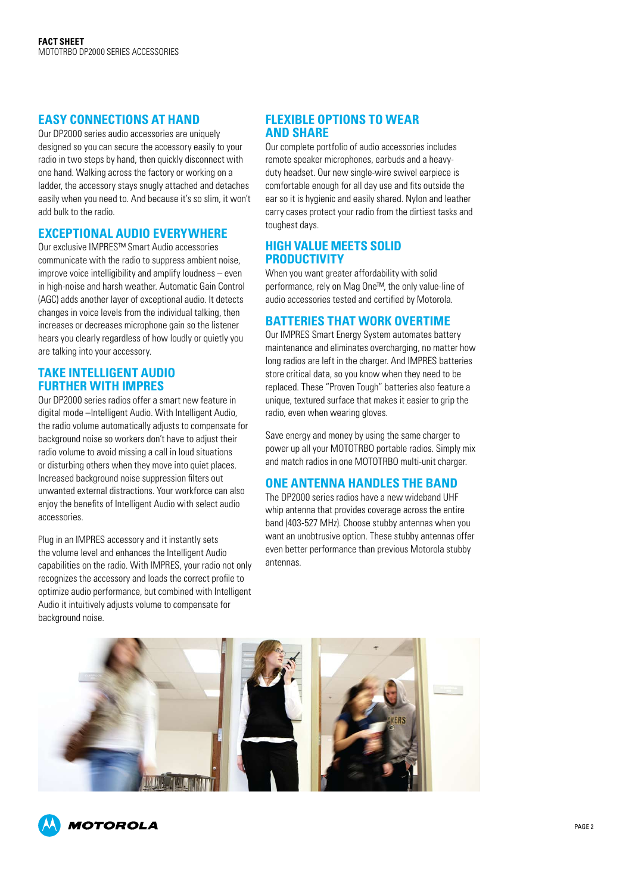## EASY CONNECTIONS AT HAND

Our DP2000 series audio accessories are uniquely designed so you can secure the accessory easily to your radio in two steps by hand, then quickly disconnect with one hand. Walking across the factory or working on a ladder, the accessory stays snugly attached and detaches easily when you need to. And because it's so slim, it won't add bulk to the radio.

## EXCEPTIONAL AUDIO EVERYWHERE

Our exclusive IMPRES™ Smart Audio accessories communicate with the radio to suppress ambient noise, improve voice intelligibility and amplify loudness – even in high-noise and harsh weather. Automatic Gain Control (AGC) adds another layer of exceptional audio. It detects changes in voice levels from the individual talking, then increases or decreases microphone gain so the listener hears you clearly regardless of how loudly or quietly you are talking into your accessory.

## TAKE INTELLIGENT AUDIO FURTHER WITH IMPRES

Our DP2000 series radios offer a smart new feature in digital mode –Intelligent Audio. With Intelligent Audio, the radio volume automatically adjusts to compensate for background noise so workers don't have to adjust their radio volume to avoid missing a call in loud situations or disturbing others when they move into quiet places. Increased background noise suppression filters out unwanted external distractions. Your workforce can also enjoy the benefits of Intelligent Audio with select audio accessories.

Plug in an IMPRES accessory and it instantly sets the volume level and enhances the Intelligent Audio capabilities on the radio. With IMPRES, your radio not only recognizes the accessory and loads the correct profile to optimize audio performance, but combined with Intelligent Audio it intuitively adjusts volume to compensate for background noise.

## FLEXIBLE OPTIONS TO WEAR AND SHARE

Our complete portfolio of audio accessories includes remote speaker microphones, earbuds and a heavy-duty headset. Our new single-wire swivel earpiece is comfortable enough for all day use and fits outside the ear so it is hygienic and easily shared. Nylon and leather carry cases protect your radio from the dirtiest tasks and toughest days.

## HIGH VALUE MEETS SOLID PRODUCTIVITY

When you want greater affordability with solid performance, rely on Mag One™, the only value-line of audio accessories tested and certified by Motorola.

## BATTERIES THAT WORK OVERTIME

Our IMPRES Smart Energy System automates battery maintenance and eliminates overcharging, no matter how long radios are left in the charger. And IMPRES batteries store critical data, so you know when they need to be replaced. These "Proven Tough" batteries also feature a unique, textured surface that makes it easier to grip the radio, even when wearing gloves.

Save energy and money by using the same charger to power up all your MOTOTRBO portable radios. Simply mix and match radios in one MOTOTRBO multi-unit charger.

## ONE ANTENNA HANDLES THE BAND

The DP2000 series radios have a new wideband UHF whip antenna that provides coverage across the entire band (403-527 MHz). Choose stubby antennas when you want an unobtrusive option. These stubby antennas offer even better performance than previous Motorola stubby antennas.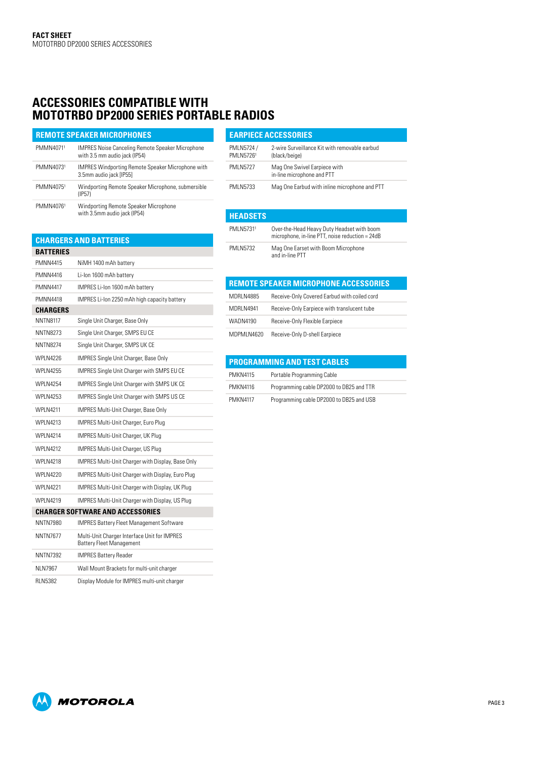**FACT SHEET**
MOTOTRBO DP2000 SERIES ACCESSORIES

# ACCESSORIES COMPATIBLE WITH MOTOTRBO DP2000 SERIES PORTABLE RADIOS

## REMOTE SPEAKER MICROPHONES

| | |
|---|---|
| PMMN4071[1] | IMPRES Noise Canceling Remote Speaker Microphone with 3.5 mm audio jack (IP54) |
| PMMN4073[1] | IMPRES Windporting Remote Speaker Microphone with 3.5mm audio jack [IP55] |
| PMMN4075[1] | Windporting Remote Speaker Microphone, submersible (IP57) |
| PMMN4076[1] | Windporting Remote Speaker Microphone with 3.5mm audio jack (IP54) |

## CHARGERS AND BATTERIES

| | |
|---|---|
| **BATTERIES** | |
| PMNN4415 | NiMH 1400 mAh battery |
| PMNN4416 | Li-Ion 1600 mAh battery |
| PMNN4417 | IMPRES Li-Ion 1600 mAh battery |
| PMNN4418 | IMPRES Li-Ion 2250 mAh high capacity battery |
| **CHARGERS** | |
| NNTN8117 | Single Unit Charger, Base Only |
| NNTN8273 | Single Unit Charger, SMPS EU CE |
| NNTN8274 | Single Unit Charger, SMPS UK CE |
| WPLN4226 | IMPRES Single Unit Charger, Base Only |
| WPLN4255 | IMPRES Single Unit Charger with SMPS EU CE |
| WPLN4254 | IMPRES Single Unit Charger with SMPS UK CE |
| WPLN4253 | IMPRES Single Unit Charger with SMPS US CE |
| WPLN4211 | IMPRES Multi-Unit Charger, Base Only |
| WPLN4213 | IMPRES Multi-Unit Charger, Euro Plug |
| WPLN4214 | IMPRES Multi-Unit Charger, UK Plug |
| WPLN4212 | IMPRES Multi-Unit Charger, US Plug |
| WPLN4218 | IMPRES Multi-Unit Charger with Display, Base Only |
| WPLN4220 | IMPRES Multi-Unit Charger with Display, Euro Plug |
| WPLN4221 | IMPRES Multi-Unit Charger with Display, UK Plug |
| WPLN4219 | IMPRES Multi-Unit Charger with Display, US Plug |
| **CHARGER SOFTWARE AND ACCESSORIES** | |
| NNTN7980 | IMPRES Battery Fleet Management Software |
| NNTN7677 | Multi-Unit Charger Interface Unit for IMPRES Battery Fleet Management |
| NNTN7392 | IMPRES Battery Reader |
| NLN7967 | Wall Mount Brackets for multi-unit charger |
| RLN5382 | Display Module for IMPRES multi-unit charger |

## EARPIECE ACCESSORIES

| | |
|---|---|
| PMLN5724 / PMLN5726[1] | 2-wire Surveillance Kit with removable earbud (black/beige) |
| PMLN5727 | Mag One Swivel Earpiece with in-line microphone and PTT |
| PMLN5733 | Mag One Earbud with inline microphone and PTT |

## HEADSETS

| | |
|---|---|
| PMLN5731[1] | Over-the-Head Heavy Duty Headset with boom microphone, in-line PTT, noise reduction = 24dB |
| PMLN5732 | Mag One Earset with Boom Microphone and in-line PTT |

## REMOTE SPEAKER MICROPHONE ACCESSORIES

| | |
|---|---|
| MDRLN4885 | Receive-Only Covered Earbud with coiled cord |
| MDRLN4941 | Receive-Only Earpiece with translucent tube |
| WADN4190 | Receive-Only Flexible Earpiece |
| MDPMLN4620 | Receive-Only D-shell Earpiece |

## PROGRAMMING AND TEST CABLES

| | |
|---|---|
| PMKN4115 | Portable Programming Cable |
| PMKN4116 | Programming cable DP2000 to DB25 and TTR |
| PMKN4117 | Programming cable DP2000 to DB25 and USB |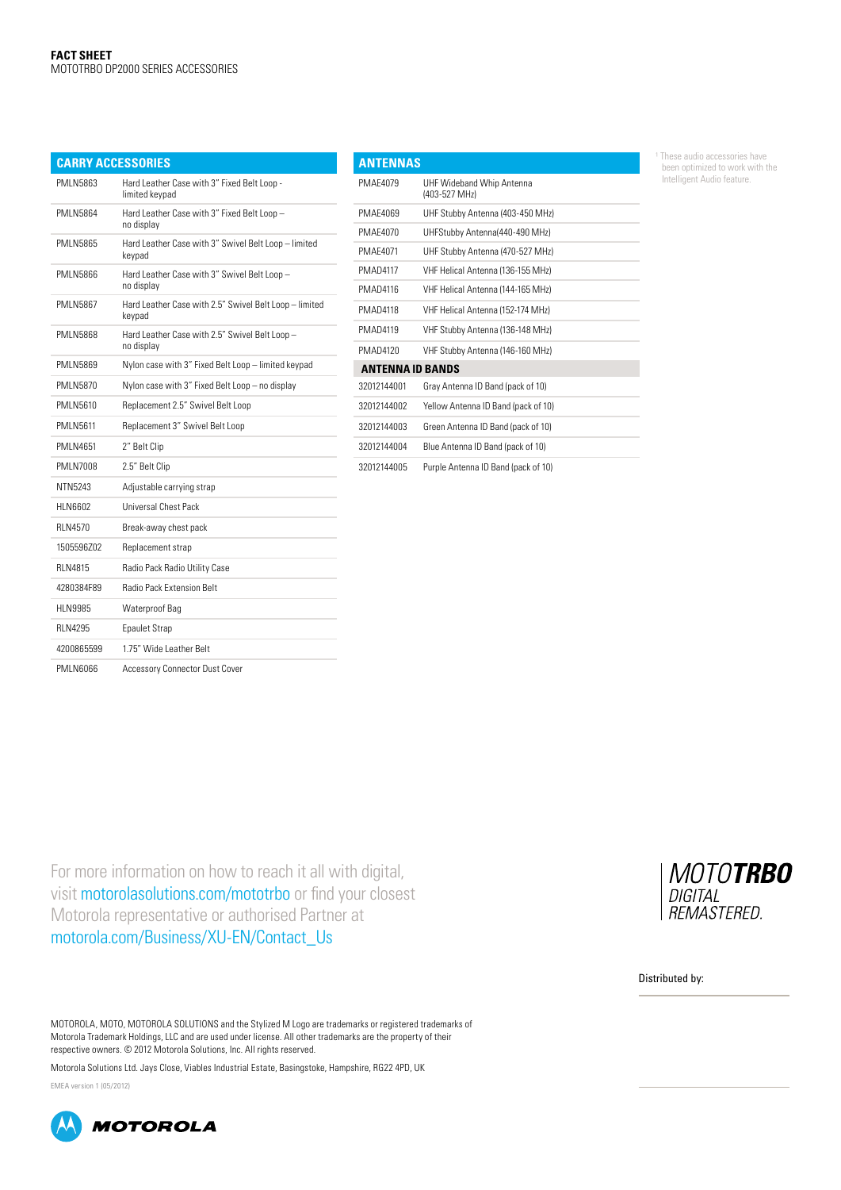FACT SHEET
MOTOTRBO DP2000 SERIES ACCESSORIES

## CARRY ACCESSORIES

| | |
|---|---|
| PMLN5863 | Hard Leather Case with 3" Fixed Belt Loop - limited keypad |
| PMLN5864 | Hard Leather Case with 3" Fixed Belt Loop – no display |
| PMLN5865 | Hard Leather Case with 3" Swivel Belt Loop – limited keypad |
| PMLN5866 | Hard Leather Case with 3" Swivel Belt Loop – no display |
| PMLN5867 | Hard Leather Case with 2.5" Swivel Belt Loop – limited keypad |
| PMLN5868 | Hard Leather Case with 2.5" Swivel Belt Loop – no display |
| PMLN5869 | Nylon case with 3" Fixed Belt Loop – limited keypad |
| PMLN5870 | Nylon case with 3" Fixed Belt Loop – no display |
| PMLN5610 | Replacement 2.5" Swivel Belt Loop |
| PMLN5611 | Replacement 3" Swivel Belt Loop |
| PMLN4651 | 2" Belt Clip |
| PMLN7008 | 2.5" Belt Clip |
| NTN5243 | Adjustable carrying strap |
| HLN6602 | Universal Chest Pack |
| RLN4570 | Break-away chest pack |
| 1505596Z02 | Replacement strap |
| RLN4815 | Radio Pack Radio Utility Case |
| 4280384F89 | Radio Pack Extension Belt |
| HLN9985 | Waterproof Bag |
| RLN4295 | Epaulet Strap |
| 4200865599 | 1.75" Wide Leather Belt |
| PMLN6066 | Accessory Connector Dust Cover |

## ANTENNAS

| | |
|---|---|
| PMAE4079 | UHF Wideband Whip Antenna (403-527 MHz) |
| PMAE4069 | UHF Stubby Antenna (403-450 MHz) |
| PMAE4070 | UHFStubby Antenna(440-490 MHz) |
| PMAE4071 | UHF Stubby Antenna (470-527 MHz) |
| PMAD4117 | VHF Helical Antenna (136-155 MHz) |
| PMAD4116 | VHF Helical Antenna (144-165 MHz) |
| PMAD4118 | VHF Helical Antenna (152-174 MHz) |
| PMAD4119 | VHF Stubby Antenna (136-148 MHz) |
| PMAD4120 | VHF Stubby Antenna (146-160 MHz) |

### ANTENNA ID BANDS

| | |
|---|---|
| 32012144001 | Gray Antenna ID Band (pack of 10) |
| 32012144002 | Yellow Antenna ID Band (pack of 10) |
| 32012144003 | Green Antenna ID Band (pack of 10) |
| 32012144004 | Blue Antenna ID Band (pack of 10) |
| 32012144005 | Purple Antenna ID Band (pack of 10) |

[1] These audio accessories have been optimized to work with the Intelligent Audio feature.

For more information on how to reach it all with digital, visit motorolasolutions.com/mototrbo or find your closest Motorola representative or authorised Partner at motorola.com/Business/XU-EN/Contact_Us

MOTOTRBO
DIGITAL
REMASTERED.

Distributed by:

MOTOROLA, MOTO, MOTOROLA SOLUTIONS and the Stylized M Logo are trademarks or registered trademarks of Motorola Trademark Holdings, LLC and are used under license. All other trademarks are the property of their respective owners. © 2012 Motorola Solutions, Inc. All rights reserved.

Motorola Solutions Ltd. Jays Close, Viables Industrial Estate, Basingstoke, Hampshire, RG22 4PD, UK

EMEA version 1 (05/2012)

MOTOROLA